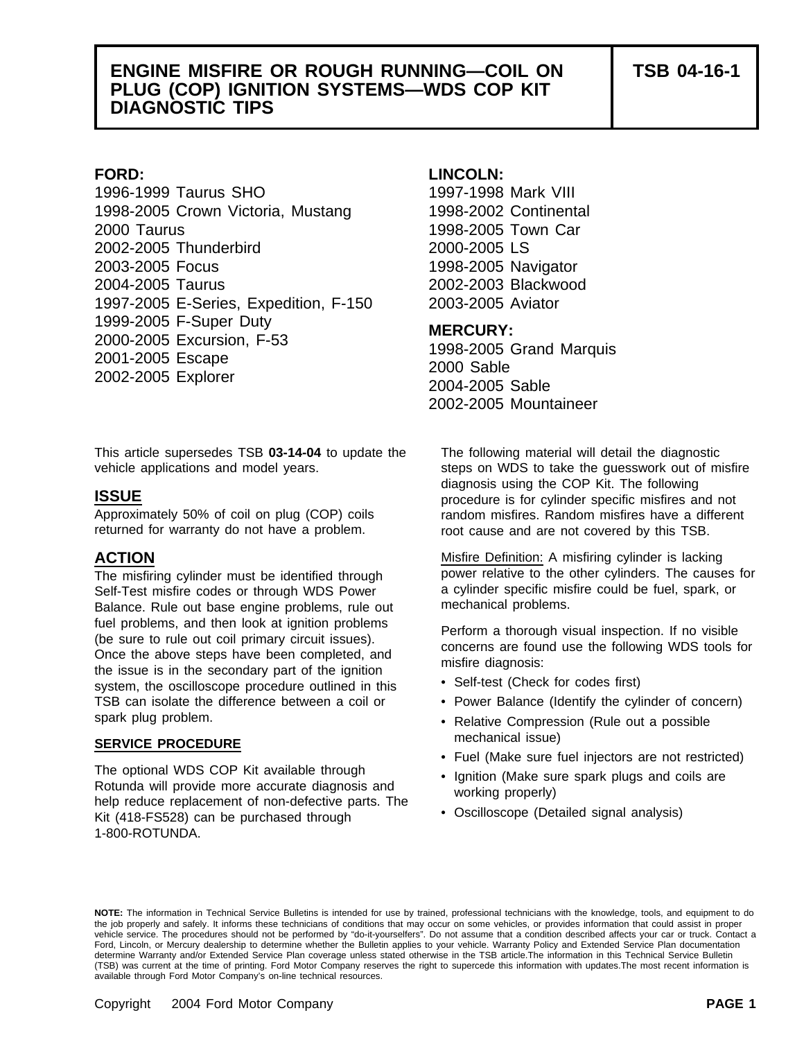# ENGINE MISFIRE OR ROUGH RUNNING—COIL ON PLUG (COP) IGNITION SYSTEMS—WDS COP KIT DIAGNOSTIC TIPS

**TSB 04-16-1**

**FORD:**
1996-1999 Taurus SHO
1998-2005 Crown Victoria, Mustang
2000 Taurus
2002-2005 Thunderbird
2003-2005 Focus
2004-2005 Taurus
1997-2005 E-Series, Expedition, F-150
1999-2005 F-Super Duty
2000-2005 Excursion, F-53
2001-2005 Escape
2002-2005 Explorer

**LINCOLN:**
1997-1998 Mark VIII
1998-2002 Continental
1998-2005 Town Car
2000-2005 LS
1998-2005 Navigator
2002-2003 Blackwood
2003-2005 Aviator

**MERCURY:**
1998-2005 Grand Marquis
2000 Sable
2004-2005 Sable
2002-2005 Mountaineer

This article supersedes TSB **03-14-04** to update the vehicle applications and model years.

## ISSUE

Approximately 50% of coil on plug (COP) coils returned for warranty do not have a problem.

## ACTION

The misfiring cylinder must be identified through Self-Test misfire codes or through WDS Power Balance. Rule out base engine problems, rule out fuel problems, and then look at ignition problems (be sure to rule out coil primary circuit issues). Once the above steps have been completed, and the issue is in the secondary part of the ignition system, the oscilloscope procedure outlined in this TSB can isolate the difference between a coil or spark plug problem.

### SERVICE PROCEDURE

The optional WDS COP Kit available through Rotunda will provide more accurate diagnosis and help reduce replacement of non-defective parts. The Kit (418-FS528) can be purchased through 1-800-ROTUNDA.

The following material will detail the diagnostic steps on WDS to take the guesswork out of misfire diagnosis using the COP Kit. The following procedure is for cylinder specific misfires and not random misfires. Random misfires have a different root cause and are not covered by this TSB.

Misfire Definition: A misfiring cylinder is lacking power relative to the other cylinders. The causes for a cylinder specific misfire could be fuel, spark, or mechanical problems.

Perform a thorough visual inspection. If no visible concerns are found use the following WDS tools for misfire diagnosis:

- Self-test (Check for codes first)
- Power Balance (Identify the cylinder of concern)
- Relative Compression (Rule out a possible mechanical issue)
- Fuel (Make sure fuel injectors are not restricted)
- Ignition (Make sure spark plugs and coils are working properly)
- Oscilloscope (Detailed signal analysis)

**NOTE:** The information in Technical Service Bulletins is intended for use by trained, professional technicians with the knowledge, tools, and equipment to do the job properly and safely. It informs these technicians of conditions that may occur on some vehicles, or provides information that could assist in proper vehicle service. The procedures should not be performed by "do-it-yourselfers". Do not assume that a condition described affects your car or truck. Contact a Ford, Lincoln, or Mercury dealership to determine whether the Bulletin applies to your vehicle. Warranty Policy and Extended Service Plan documentation determine Warranty and/or Extended Service Plan coverage unless stated otherwise in the TSB article.The information in this Technical Service Bulletin (TSB) was current at the time of printing. Ford Motor Company reserves the right to supercede this information with updates.The most recent information is available through Ford Motor Company's on-line technical resources.

Copyright 2004 Ford Motor Company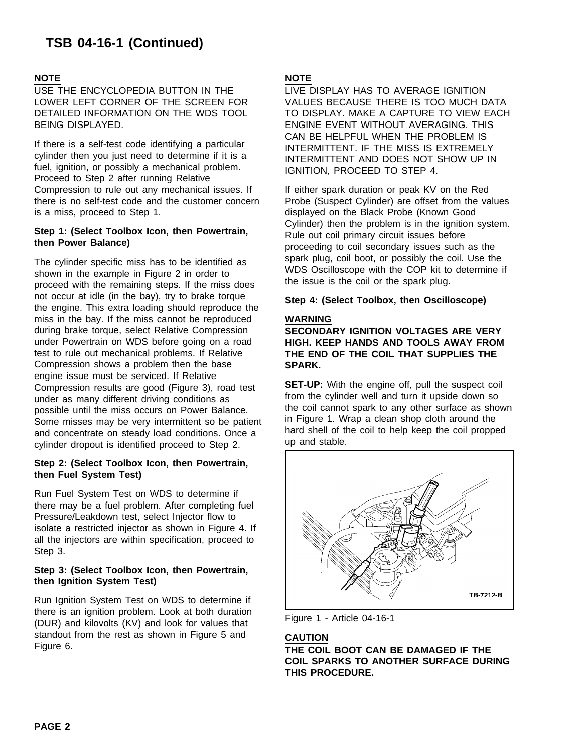# TSB 04-16-1 (Continued)

**NOTE**

USE THE ENCYCLOPEDIA BUTTON IN THE LOWER LEFT CORNER OF THE SCREEN FOR DETAILED INFORMATION ON THE WDS TOOL BEING DISPLAYED.

If there is a self-test code identifying a particular cylinder then you just need to determine if it is a fuel, ignition, or possibly a mechanical problem. Proceed to Step 2 after running Relative Compression to rule out any mechanical issues. If there is no self-test code and the customer concern is a miss, proceed to Step 1.

**Step 1: (Select Toolbox Icon, then Powertrain, then Power Balance)**

The cylinder specific miss has to be identified as shown in the example in Figure 2 in order to proceed with the remaining steps. If the miss does not occur at idle (in the bay), try to brake torque the engine. This extra loading should reproduce the miss in the bay. If the miss cannot be reproduced during brake torque, select Relative Compression under Powertrain on WDS before going on a road test to rule out mechanical problems. If Relative Compression shows a problem then the base engine issue must be serviced. If Relative Compression results are good (Figure 3), road test under as many different driving conditions as possible until the miss occurs on Power Balance. Some misses may be very intermittent so be patient and concentrate on steady load conditions. Once a cylinder dropout is identified proceed to Step 2.

**Step 2: (Select Toolbox Icon, then Powertrain, then Fuel System Test)**

Run Fuel System Test on WDS to determine if there may be a fuel problem. After completing fuel Pressure/Leakdown test, select Injector flow to isolate a restricted injector as shown in Figure 4. If all the injectors are within specification, proceed to Step 3.

**Step 3: (Select Toolbox Icon, then Powertrain, then Ignition System Test)**

Run Ignition System Test on WDS to determine if there is an ignition problem. Look at both duration (DUR) and kilovolts (KV) and look for values that standout from the rest as shown in Figure 5 and Figure 6.

**NOTE**

LIVE DISPLAY HAS TO AVERAGE IGNITION VALUES BECAUSE THERE IS TOO MUCH DATA TO DISPLAY. MAKE A CAPTURE TO VIEW EACH ENGINE EVENT WITHOUT AVERAGING. THIS CAN BE HELPFUL WHEN THE PROBLEM IS INTERMITTENT. IF THE MISS IS EXTREMELY INTERMITTENT AND DOES NOT SHOW UP IN IGNITION, PROCEED TO STEP 4.

If either spark duration or peak KV on the Red Probe (Suspect Cylinder) are offset from the values displayed on the Black Probe (Known Good Cylinder) then the problem is in the ignition system. Rule out coil primary circuit issues before proceeding to coil secondary issues such as the spark plug, coil boot, or possibly the coil. Use the WDS Oscilloscope with the COP kit to determine if the issue is the coil or the spark plug.

**Step 4: (Select Toolbox, then Oscilloscope)**

**WARNING**

**SECONDARY IGNITION VOLTAGES ARE VERY HIGH. KEEP HANDS AND TOOLS AWAY FROM THE END OF THE COIL THAT SUPPLIES THE SPARK.**

**SET-UP:** With the engine off, pull the suspect coil from the cylinder well and turn it upside down so the coil cannot spark to any other surface as shown in Figure 1. Wrap a clean shop cloth around the hard shell of the coil to help keep the coil propped up and stable.

TB-7212-B

Figure 1 - Article 04-16-1

**CAUTION**

**THE COIL BOOT CAN BE DAMAGED IF THE COIL SPARKS TO ANOTHER SURFACE DURING THIS PROCEDURE.**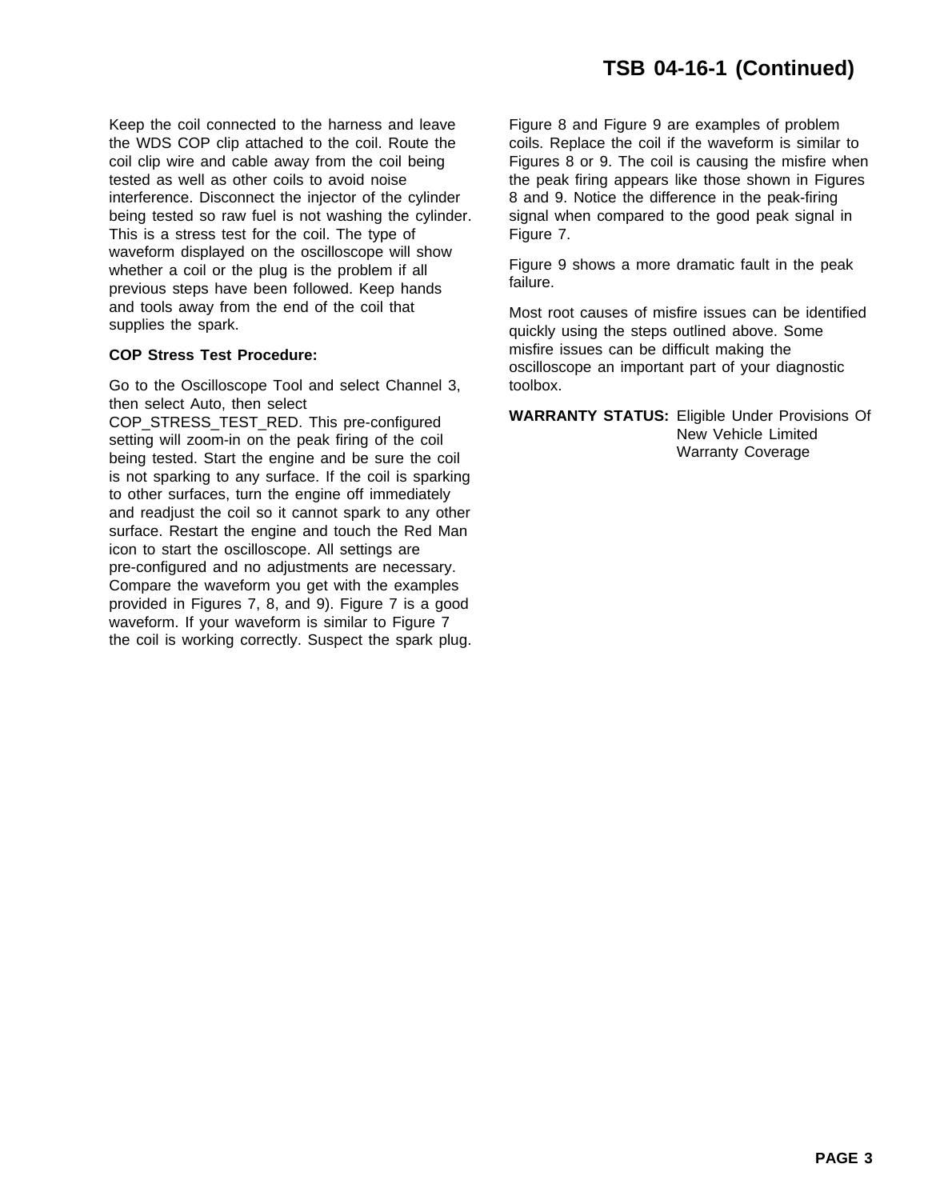Keep the coil connected to the harness and leave the WDS COP clip attached to the coil. Route the coil clip wire and cable away from the coil being tested as well as other coils to avoid noise interference. Disconnect the injector of the cylinder being tested so raw fuel is not washing the cylinder. This is a stress test for the coil. The type of waveform displayed on the oscilloscope will show whether a coil or the plug is the problem if all previous steps have been followed. Keep hands and tools away from the end of the coil that supplies the spark.

**COP Stress Test Procedure:**

Go to the Oscilloscope Tool and select Channel 3, then select Auto, then select COP_STRESS_TEST_RED. This pre-configured setting will zoom-in on the peak firing of the coil being tested. Start the engine and be sure the coil is not sparking to any surface. If the coil is sparking to other surfaces, turn the engine off immediately and readjust the coil so it cannot spark to any other surface. Restart the engine and touch the Red Man icon to start the oscilloscope. All settings are pre-configured and no adjustments are necessary. Compare the waveform you get with the examples provided in Figures 7, 8, and 9). Figure 7 is a good waveform. If your waveform is similar to Figure 7 the coil is working correctly. Suspect the spark plug.

Figure 8 and Figure 9 are examples of problem coils. Replace the coil if the waveform is similar to Figures 8 or 9. The coil is causing the misfire when the peak firing appears like those shown in Figures 8 and 9. Notice the difference in the peak-firing signal when compared to the good peak signal in Figure 7.

Figure 9 shows a more dramatic fault in the peak failure.

Most root causes of misfire issues can be identified quickly using the steps outlined above. Some misfire issues can be difficult making the oscilloscope an important part of your diagnostic toolbox.

**WARRANTY STATUS:** Eligible Under Provisions Of New Vehicle Limited Warranty Coverage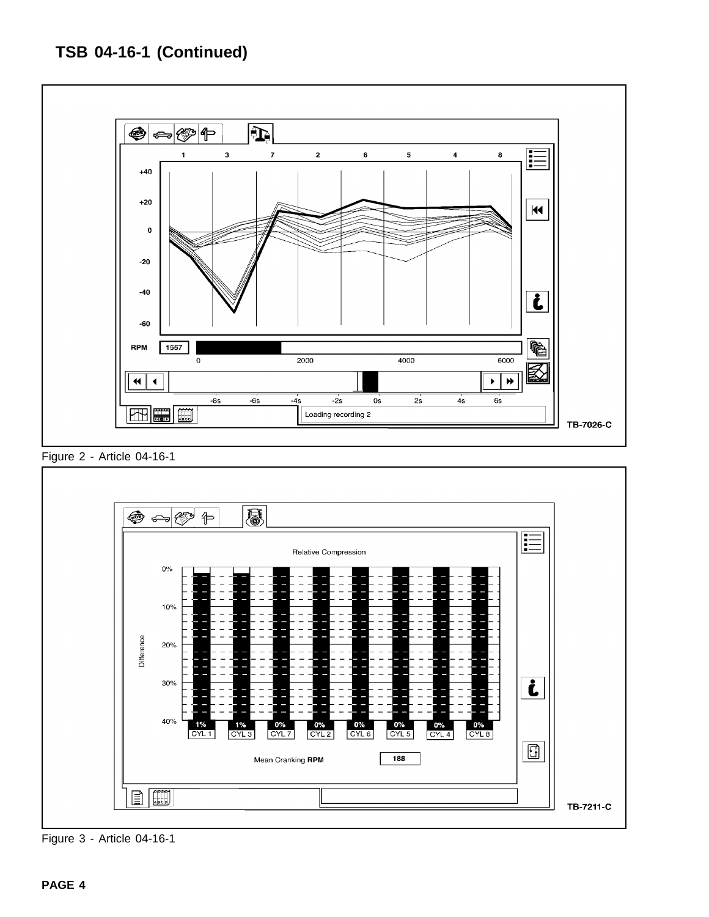## TSB 04-16-1 (Continued)

Figure 2 - Article 04-16-1

Figure 3 - Article 04-16-1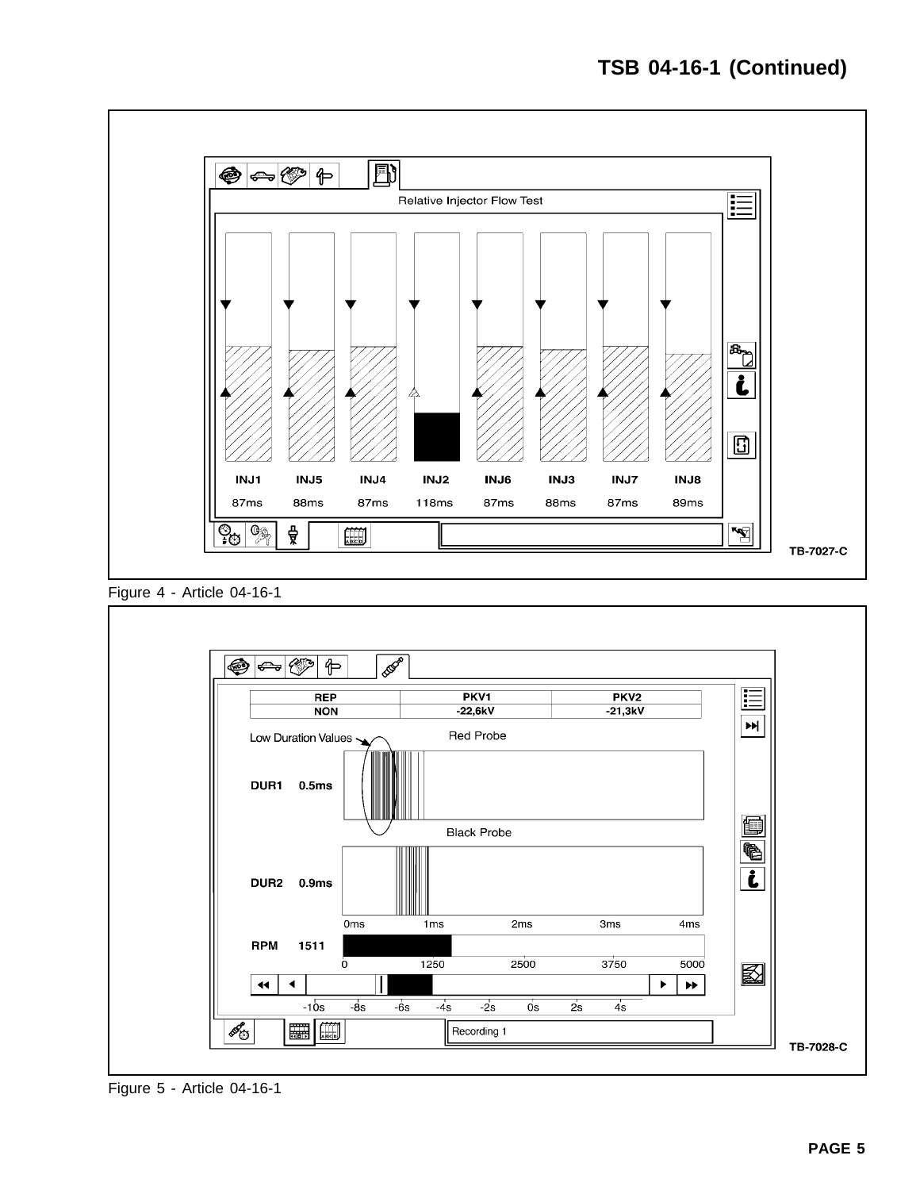Relative Injector Flow Test

| INJ1 | INJ5 | INJ4 | INJ2 | INJ6 | INJ3 | INJ7 | INJ8 |
|---|---|---|---|---|---|---|---|
| 87ms | 88ms | 87ms | 118ms | 87ms | 88ms | 87ms | 89ms |

TB-7027-C

Figure 4 - Article 04-16-1

| REP | PKV1 | PKV2 |
|---|---|---|
| NON | -22,6kV | -21,3kV |

Low Duration Values

Red Probe

DUR1 0.5ms

Black Probe

DUR2 0.9ms

0ms 1ms 2ms 3ms 4ms

RPM 1511

0 1250 2500 3750 5000

-10s -8s -6s -4s -2s 0s 2s 4s

Recording 1

TB-7028-C

Figure 5 - Article 04-16-1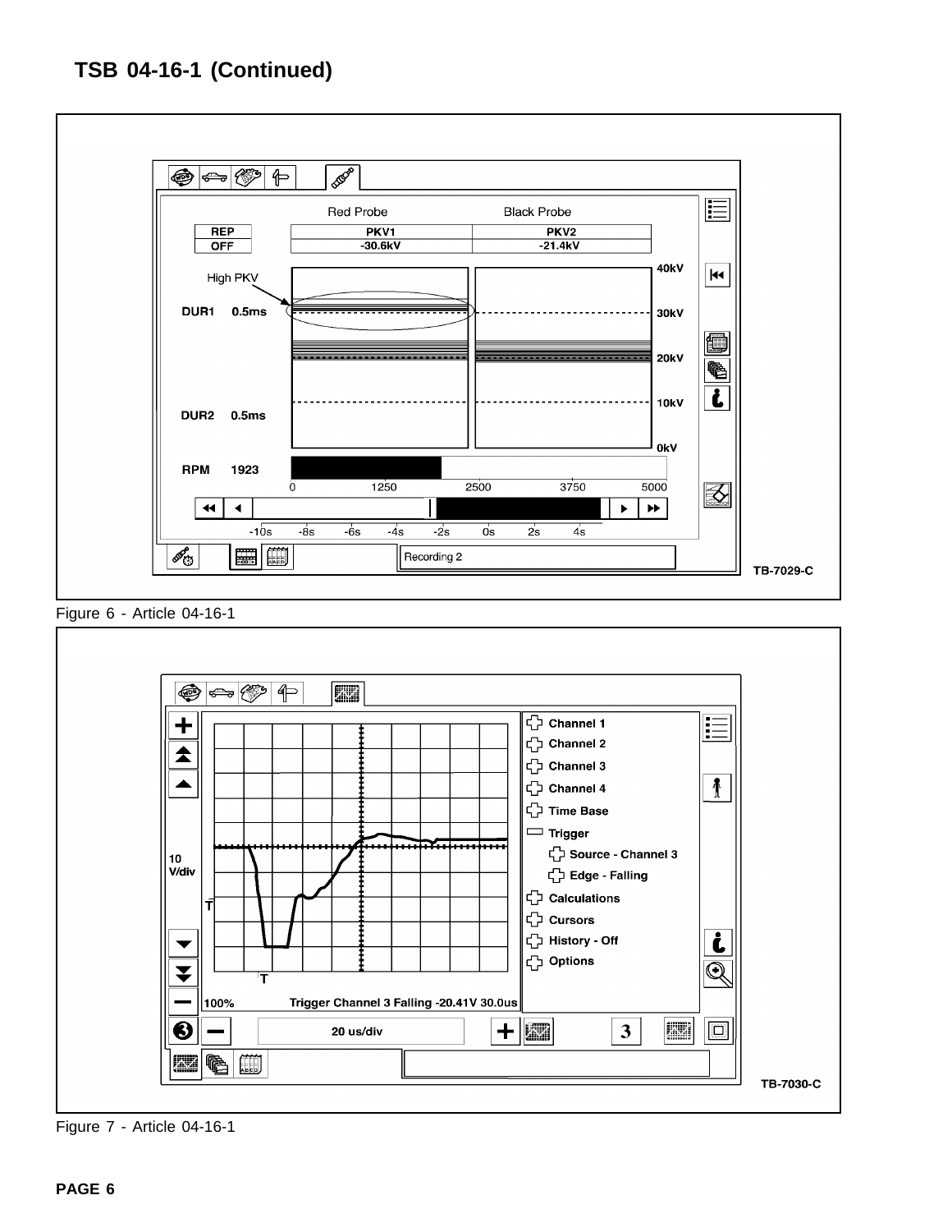Figure 6 - Article 04-16-1

Figure 7 - Article 04-16-1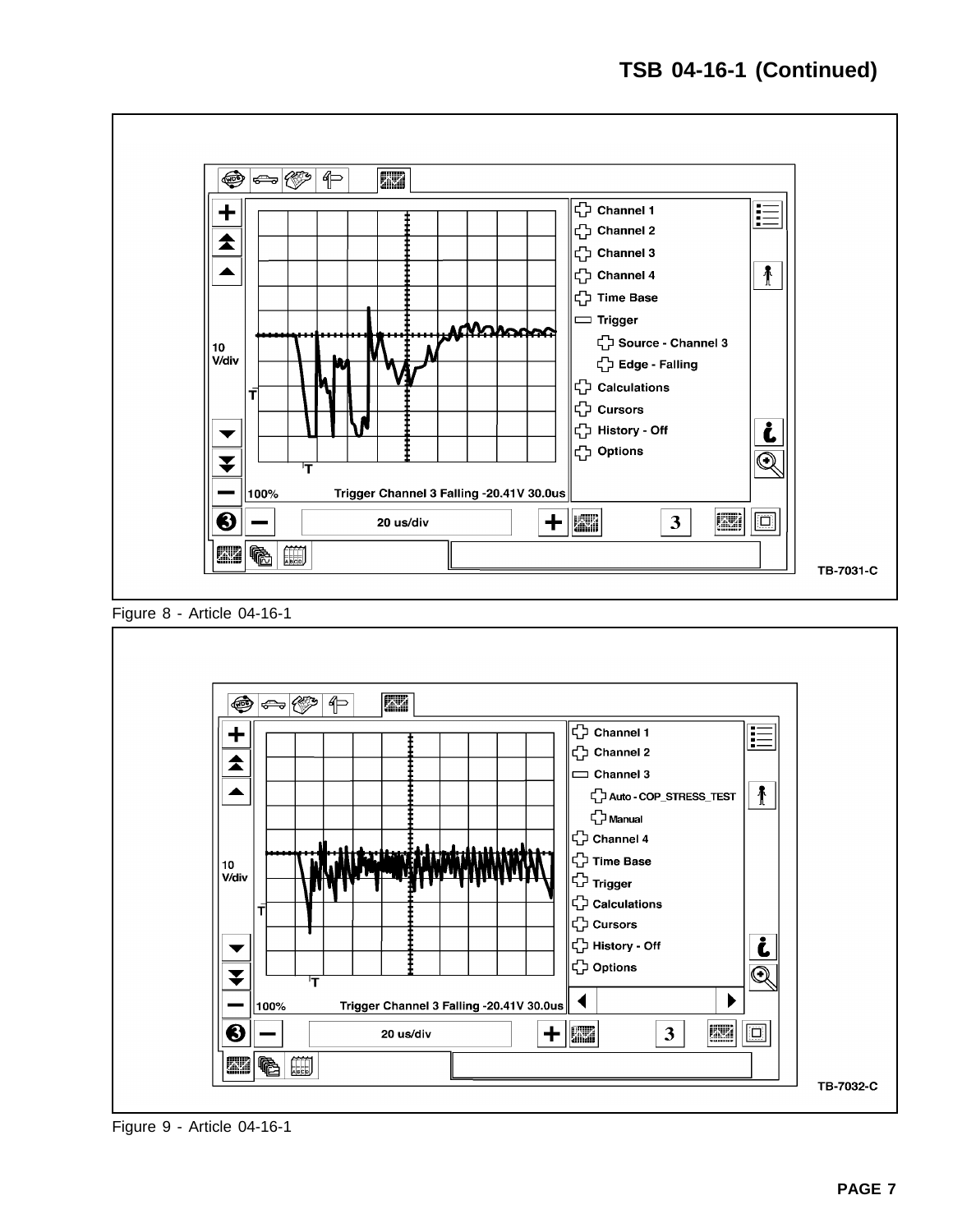10
V/div

100%

Trigger Channel 3 Falling -20.41V 30.0us

20 us/div

Channel 1
Channel 2
Channel 3
Channel 4
Time Base
Trigger
Source - Channel 3
Edge - Falling
Calculations
Cursors
History - Off
Options

TB-7031-C

Figure 8 - Article 04-16-1

10
V/div

100%

Trigger Channel 3 Falling -20.41V 30.0us

20 us/div

Channel 1
Channel 2
Channel 3
Auto - COP_STRESS_TEST
Manual
Channel 4
Time Base
Trigger
Calculations
Cursors
History - Off
Options

TB-7032-C

Figure 9 - Article 04-16-1